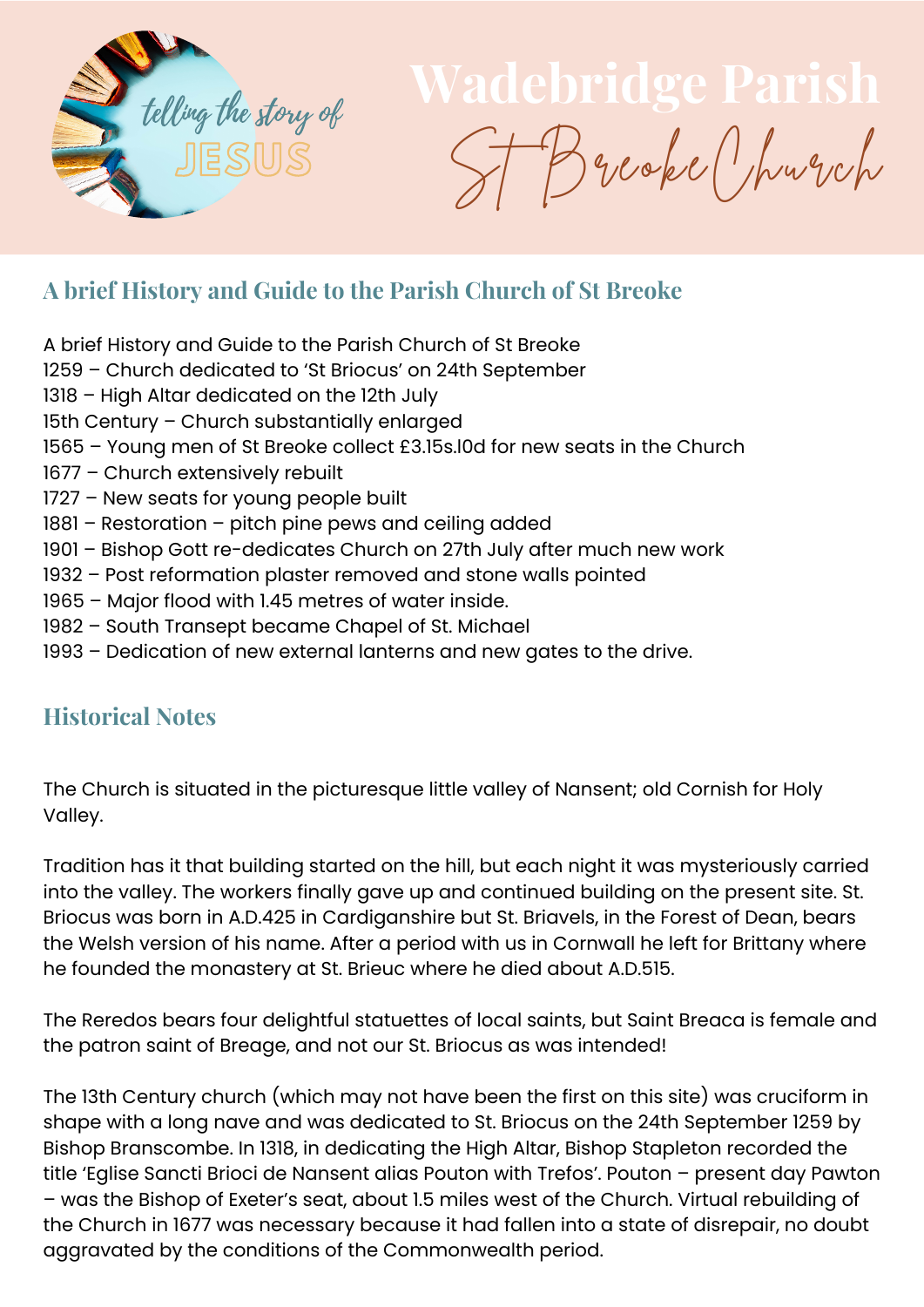telling the story of JESUS

# Wadebridge Parish

# St Breoke Church

## A brief History and Guide to the Parish Church of St Breoke

A brief History and Guide to the Parish Church of St Breoke
1259 – Church dedicated to 'St Briocus' on 24th September
1318 – High Altar dedicated on the 12th July
15th Century – Church substantially enlarged
1565 – Young men of St Breoke collect £3.15s.10d for new seats in the Church
1677 – Church extensively rebuilt
1727 – New seats for young people built
1881 – Restoration – pitch pine pews and ceiling added
1901 – Bishop Gott re-dedicates Church on 27th July after much new work
1932 – Post reformation plaster removed and stone walls pointed
1965 – Major flood with 1.45 metres of water inside.
1982 – South Transept became Chapel of St. Michael
1993 – Dedication of new external lanterns and new gates to the drive.

## Historical Notes

The Church is situated in the picturesque little valley of Nansent; old Cornish for Holy Valley.

Tradition has it that building started on the hill, but each night it was mysteriously carried into the valley. The workers finally gave up and continued building on the present site. St. Briocus was born in A.D.425 in Cardiganshire but St. Briavels, in the Forest of Dean, bears the Welsh version of his name. After a period with us in Cornwall he left for Brittany where he founded the monastery at St. Brieuc where he died about A.D.515.

The Reredos bears four delightful statuettes of local saints, but Saint Breaca is female and the patron saint of Breage, and not our St. Briocus as was intended!

The 13th Century church (which may not have been the first on this site) was cruciform in shape with a long nave and was dedicated to St. Briocus on the 24th September 1259 by Bishop Branscombe. In 1318, in dedicating the High Altar, Bishop Stapleton recorded the title 'Eglise Sancti Brioci de Nansent alias Pouton with Trefos'. Pouton – present day Pawton – was the Bishop of Exeter's seat, about 1.5 miles west of the Church. Virtual rebuilding of the Church in 1677 was necessary because it had fallen into a state of disrepair, no doubt aggravated by the conditions of the Commonwealth period.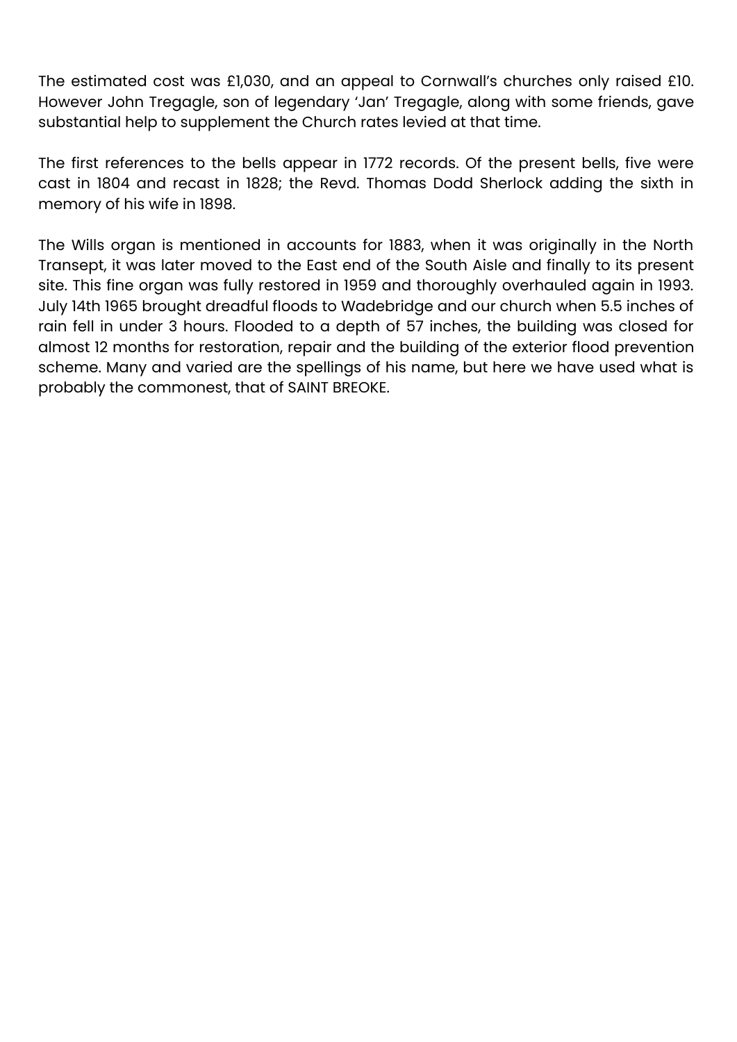The estimated cost was £1,030, and an appeal to Cornwall's churches only raised £10. However John Tregagle, son of legendary 'Jan' Tregagle, along with some friends, gave substantial help to supplement the Church rates levied at that time.

The first references to the bells appear in 1772 records. Of the present bells, five were cast in 1804 and recast in 1828; the Revd. Thomas Dodd Sherlock adding the sixth in memory of his wife in 1898.

The Wills organ is mentioned in accounts for 1883, when it was originally in the North Transept, it was later moved to the East end of the South Aisle and finally to its present site. This fine organ was fully restored in 1959 and thoroughly overhauled again in 1993. July 14th 1965 brought dreadful floods to Wadebridge and our church when 5.5 inches of rain fell in under 3 hours. Flooded to a depth of 57 inches, the building was closed for almost 12 months for restoration, repair and the building of the exterior flood prevention scheme. Many and varied are the spellings of his name, but here we have used what is probably the commonest, that of SAINT BREOKE.